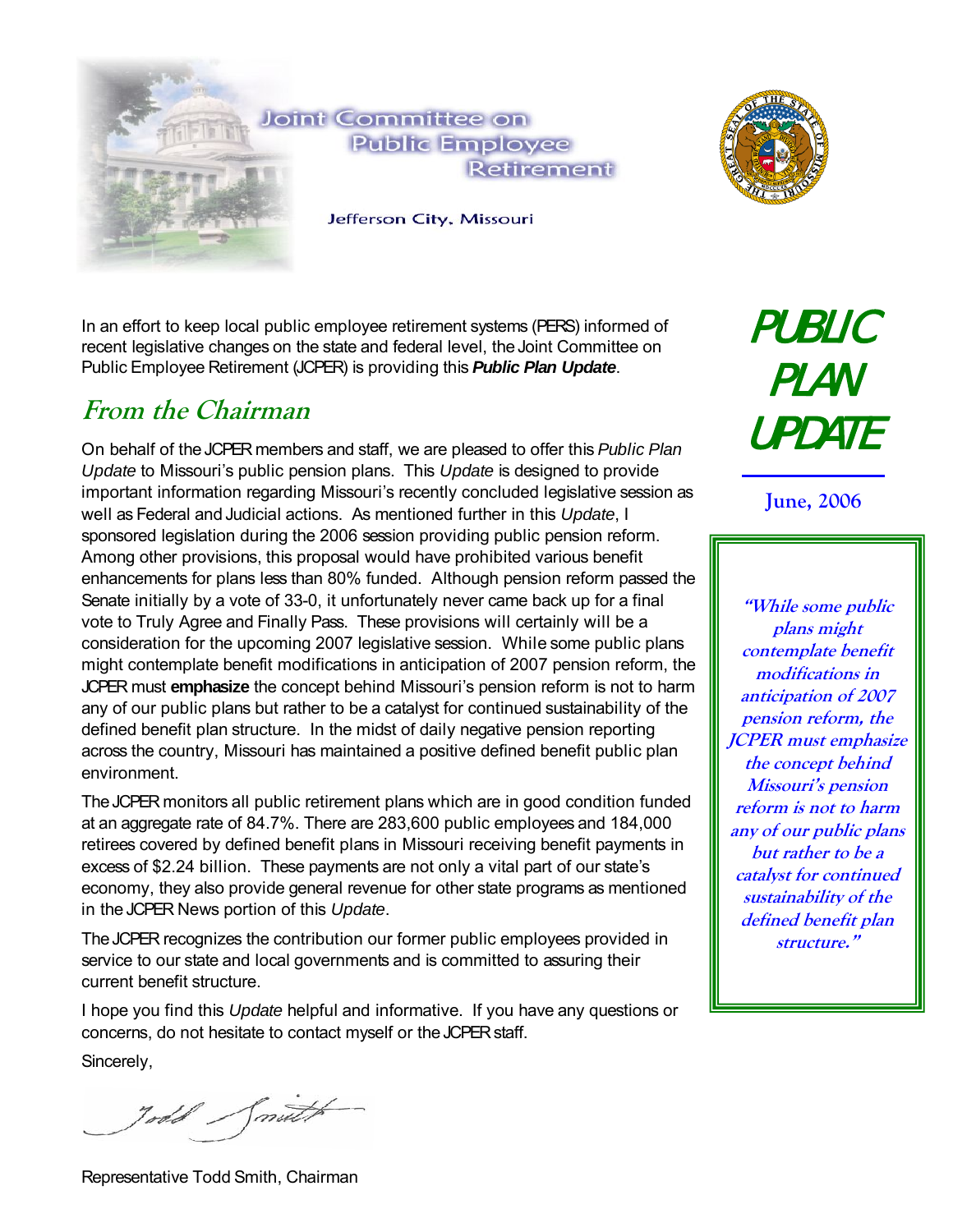# Joint Committee on Public Employee Retirement

Jefferson City, Missouri

# PUBLIC PLAN UPDATE

**June, 2006**

In an effort to keep local public employee retirement systems (PERS) informed of recent legislative changes on the state and federal level, the Joint Committee on Public Employee Retirement (JCPER) is providing this ***Public Plan Update***.

## From the Chairman

On behalf of the JCPER members and staff, we are pleased to offer this *Public Plan Update* to Missouri's public pension plans. This *Update* is designed to provide important information regarding Missouri's recently concluded legislative session as well as Federal and Judicial actions. As mentioned further in this *Update*, I sponsored legislation during the 2006 session providing public pension reform. Among other provisions, this proposal would have prohibited various benefit enhancements for plans less than 80% funded. Although pension reform passed the Senate initially by a vote of 33-0, it unfortunately never came back up for a final vote to Truly Agree and Finally Pass. These provisions will certainly will be a consideration for the upcoming 2007 legislative session. While some public plans might contemplate benefit modifications in anticipation of 2007 pension reform, the JCPER must **emphasize** the concept behind Missouri's pension reform is not to harm any of our public plans but rather to be a catalyst for continued sustainability of the defined benefit plan structure. In the midst of daily negative pension reporting across the country, Missouri has maintained a positive defined benefit public plan environment.

The JCPER monitors all public retirement plans which are in good condition funded at an aggregate rate of 84.7%. There are 283,600 public employees and 184,000 retirees covered by defined benefit plans in Missouri receiving benefit payments in excess of $2.24 billion. These payments are not only a vital part of our state's economy, they also provide general revenue for other state programs as mentioned in the JCPER News portion of this *Update*.

The JCPER recognizes the contribution our former public employees provided in service to our state and local governments and is committed to assuring their current benefit structure.

I hope you find this *Update* helpful and informative. If you have any questions or concerns, do not hesitate to contact myself or the JCPER staff.

Sincerely,

Todd Smith

Representative Todd Smith, Chairman

> ***"While some public plans might contemplate benefit modifications in anticipation of 2007 pension reform, the JCPER must emphasize the concept behind Missouri's pension reform is not to harm any of our public plans but rather to be a catalyst for continued sustainability of the defined benefit plan structure."***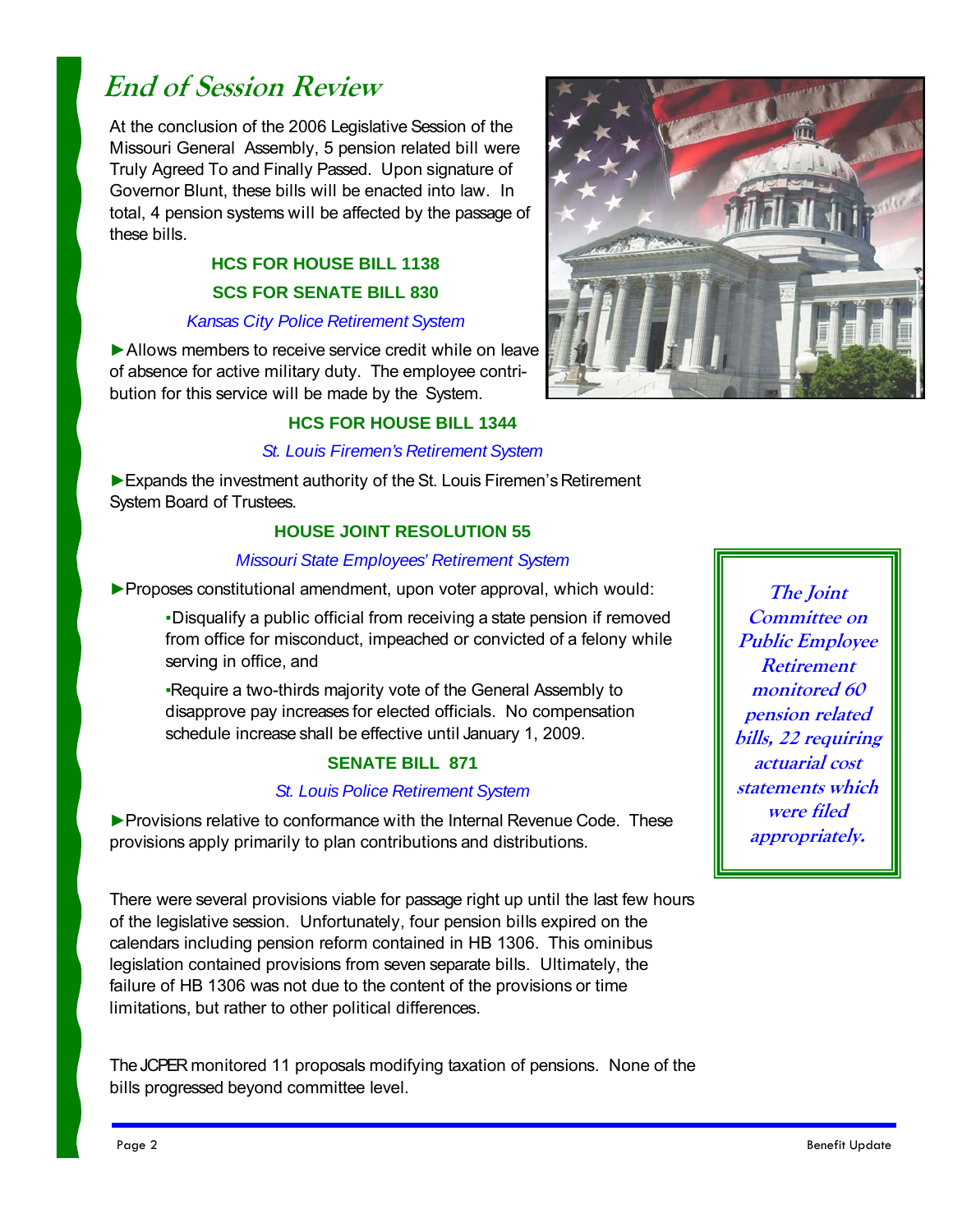# End of Session Review

At the conclusion of the 2006 Legislative Session of the Missouri General Assembly, 5 pension related bill were Truly Agreed To and Finally Passed. Upon signature of Governor Blunt, these bills will be enacted into law. In total, 4 pension systems will be affected by the passage of these bills.

### HCS FOR HOUSE BILL 1138

### SCS FOR SENATE BILL 830

*Kansas City Police Retirement System*

►Allows members to receive service credit while on leave of absence for active military duty. The employee contribution for this service will be made by the System.

### HCS FOR HOUSE BILL 1344

*St. Louis Firemen's Retirement System*

►Expands the investment authority of the St. Louis Firemen's Retirement System Board of Trustees.

### HOUSE JOINT RESOLUTION 55

*Missouri State Employees' Retirement System*

►Proposes constitutional amendment, upon voter approval, which would:

- ▪Disqualify a public official from receiving a state pension if removed from office for misconduct, impeached or convicted of a felony while serving in office, and
- ▪Require a two-thirds majority vote of the General Assembly to disapprove pay increases for elected officials. No compensation schedule increase shall be effective until January 1, 2009.

### SENATE BILL 871

*St. Louis Police Retirement System*

►Provisions relative to conformance with the Internal Revenue Code. These provisions apply primarily to plan contributions and distributions.

*The Joint Committee on Public Employee Retirement monitored 60 pension related bills, 22 requiring actuarial cost statements which were filed appropriately.*

There were several provisions viable for passage right up until the last few hours of the legislative session. Unfortunately, four pension bills expired on the calendars including pension reform contained in HB 1306. This ominibus legislation contained provisions from seven separate bills. Ultimately, the failure of HB 1306 was not due to the content of the provisions or time limitations, but rather to other political differences.

The JCPER monitored 11 proposals modifying taxation of pensions. None of the bills progressed beyond committee level.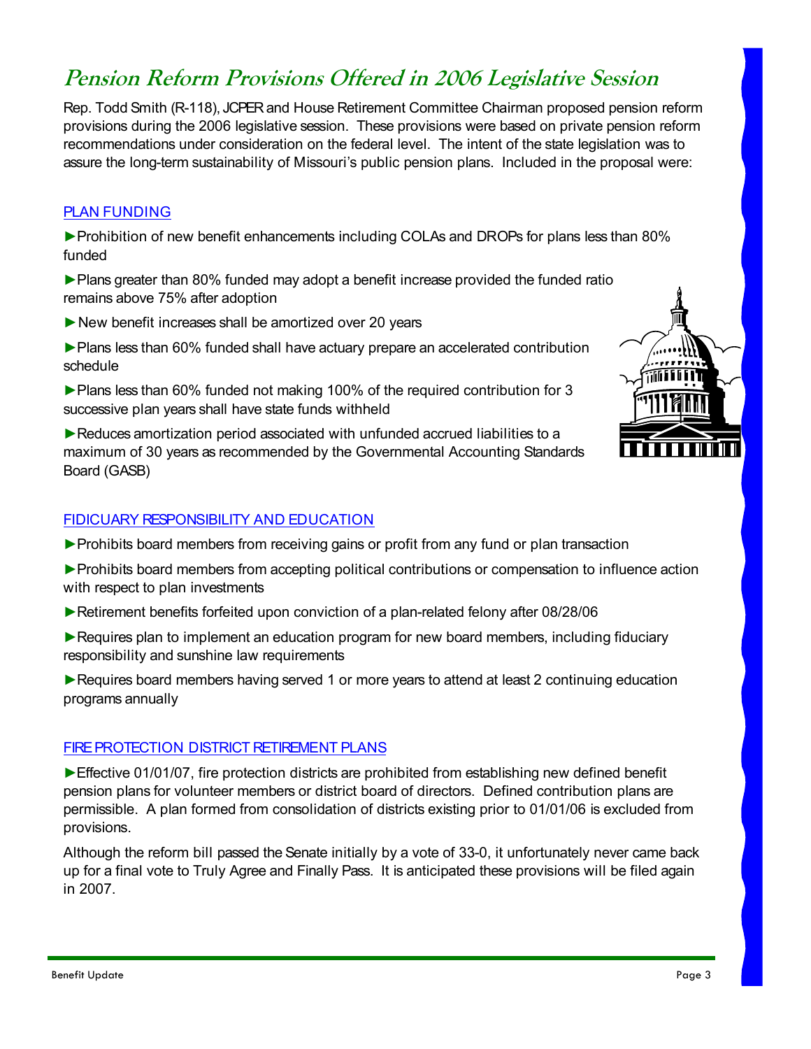# Pension Reform Provisions Offered in 2006 Legislative Session

Rep. Todd Smith (R-118), JCPER and House Retirement Committee Chairman proposed pension reform provisions during the 2006 legislative session. These provisions were based on private pension reform recommendations under consideration on the federal level. The intent of the state legislation was to assure the long-term sustainability of Missouri's public pension plans. Included in the proposal were:

## PLAN FUNDING

► Prohibition of new benefit enhancements including COLAs and DROPs for plans less than 80% funded

► Plans greater than 80% funded may adopt a benefit increase provided the funded ratio remains above 75% after adoption

► New benefit increases shall be amortized over 20 years

► Plans less than 60% funded shall have actuary prepare an accelerated contribution schedule

► Plans less than 60% funded not making 100% of the required contribution for 3 successive plan years shall have state funds withheld

► Reduces amortization period associated with unfunded accrued liabilities to a maximum of 30 years as recommended by the Governmental Accounting Standards Board (GASB)

## FIDUCIARY RESPONSIBILITY AND EDUCATION

► Prohibits board members from receiving gains or profit from any fund or plan transaction

► Prohibits board members from accepting political contributions or compensation to influence action with respect to plan investments

► Retirement benefits forfeited upon conviction of a plan-related felony after 08/28/06

► Requires plan to implement an education program for new board members, including fiduciary responsibility and sunshine law requirements

► Requires board members having served 1 or more years to attend at least 2 continuing education programs annually

## FIRE PROTECTION DISTRICT RETIREMENT PLANS

► Effective 01/01/07, fire protection districts are prohibited from establishing new defined benefit pension plans for volunteer members or district board of directors. Defined contribution plans are permissible. A plan formed from consolidation of districts existing prior to 01/01/06 is excluded from provisions.

Although the reform bill passed the Senate initially by a vote of 33-0, it unfortunately never came back up for a final vote to Truly Agree and Finally Pass. It is anticipated these provisions will be filed again in 2007.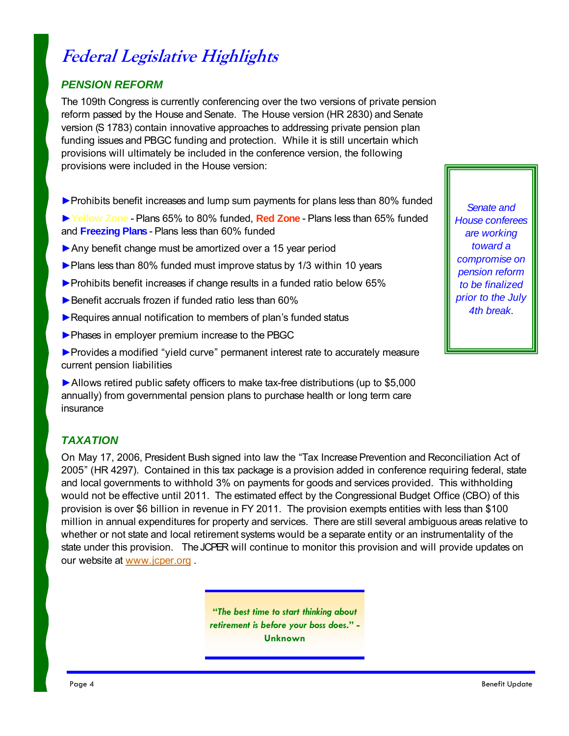# Federal Legislative Highlights

## PENSION REFORM

The 109th Congress is currently conferencing over the two versions of private pension reform passed by the House and Senate. The House version (HR 2830) and Senate version (S 1783) contain innovative approaches to addressing private pension plan funding issues and PBGC funding and protection. While it is still uncertain which provisions will ultimately be included in the conference version, the following provisions were included in the House version:

- ►Prohibits benefit increases and lump sum payments for plans less than 80% funded
- ►**Yellow Zone** - Plans 65% to 80% funded, **Red Zone** - Plans less than 65% funded and **Freezing Plans** - Plans less than 60% funded
- ►Any benefit change must be amortized over a 15 year period
- ►Plans less than 80% funded must improve status by 1/3 within 10 years
- ►Prohibits benefit increases if change results in a funded ratio below 65%
- ►Benefit accruals frozen if funded ratio less than 60%
- ►Requires annual notification to members of plan's funded status
- ►Phases in employer premium increase to the PBGC
- ►Provides a modified "yield curve" permanent interest rate to accurately measure current pension liabilities
- ►Allows retired public safety officers to make tax-free distributions (up to $5,000 annually) from governmental pension plans to purchase health or long term care insurance

*Senate and House conferees are working toward a compromise on pension reform to be finalized prior to the July 4th break.*

## TAXATION

On May 17, 2006, President Bush signed into law the "Tax Increase Prevention and Reconciliation Act of 2005" (HR 4297). Contained in this tax package is a provision added in conference requiring federal, state and local governments to withhold 3% on payments for goods and services provided. This withholding would not be effective until 2011. The estimated effect by the Congressional Budget Office (CBO) of this provision is over $6 billion in revenue in FY 2011. The provision exempts entities with less than $100 million in annual expenditures for property and services. There are still several ambiguous areas relative to whether or not state and local retirement systems would be a separate entity or an instrumentality of the state under this provision. The JCPER will continue to monitor this provision and will provide updates on our website at www.jcper.org .

> ***"The best time to start thinking about retirement is before your boss does."* - Unknown**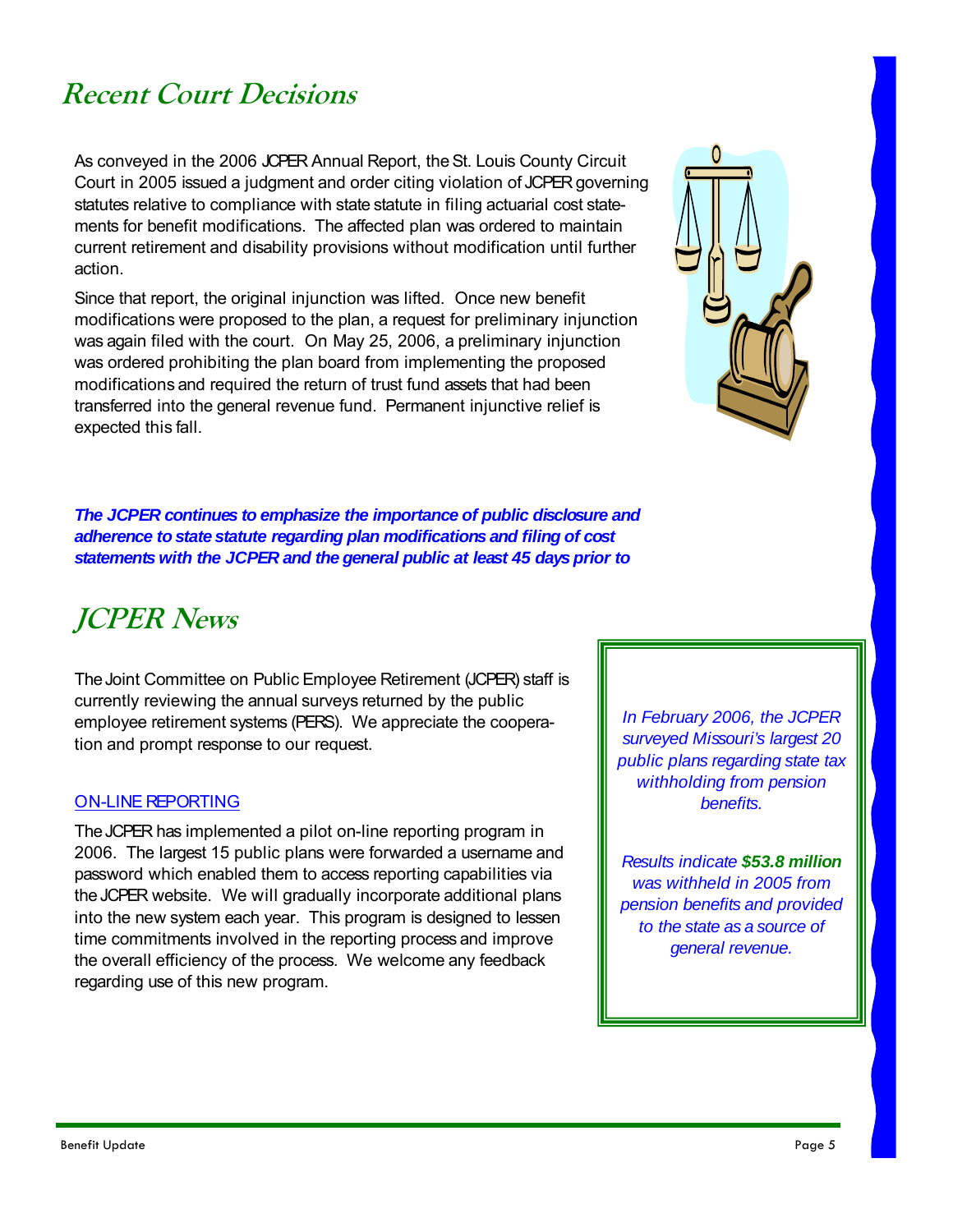# Recent Court Decisions

As conveyed in the 2006 JCPER Annual Report, the St. Louis County Circuit Court in 2005 issued a judgment and order citing violation of JCPER governing statutes relative to compliance with state statute in filing actuarial cost statements for benefit modifications. The affected plan was ordered to maintain current retirement and disability provisions without modification until further action.

Since that report, the original injunction was lifted. Once new benefit modifications were proposed to the plan, a request for preliminary injunction was again filed with the court. On May 25, 2006, a preliminary injunction was ordered prohibiting the plan board from implementing the proposed modifications and required the return of trust fund assets that had been transferred into the general revenue fund. Permanent injunctive relief is expected this fall.

***The JCPER continues to emphasize the importance of public disclosure and adherence to state statute regarding plan modifications and filing of cost statements with the JCPER and the general public at least 45 days prior to***

# JCPER News

The Joint Committee on Public Employee Retirement (JCPER) staff is currently reviewing the annual surveys returned by the public employee retirement systems (PERS). We appreciate the cooperation and prompt response to our request.

ON-LINE REPORTING

The JCPER has implemented a pilot on-line reporting program in 2006. The largest 15 public plans were forwarded a username and password which enabled them to access reporting capabilities via the JCPER website. We will gradually incorporate additional plans into the new system each year. This program is designed to lessen time commitments involved in the reporting process and improve the overall efficiency of the process. We welcome any feedback regarding use of this new program.

*In February 2006, the JCPER surveyed Missouri's largest 20 public plans regarding state tax withholding from pension benefits.*

*Results indicate **$53.8 million** was withheld in 2005 from pension benefits and provided to the state as a source of general revenue.*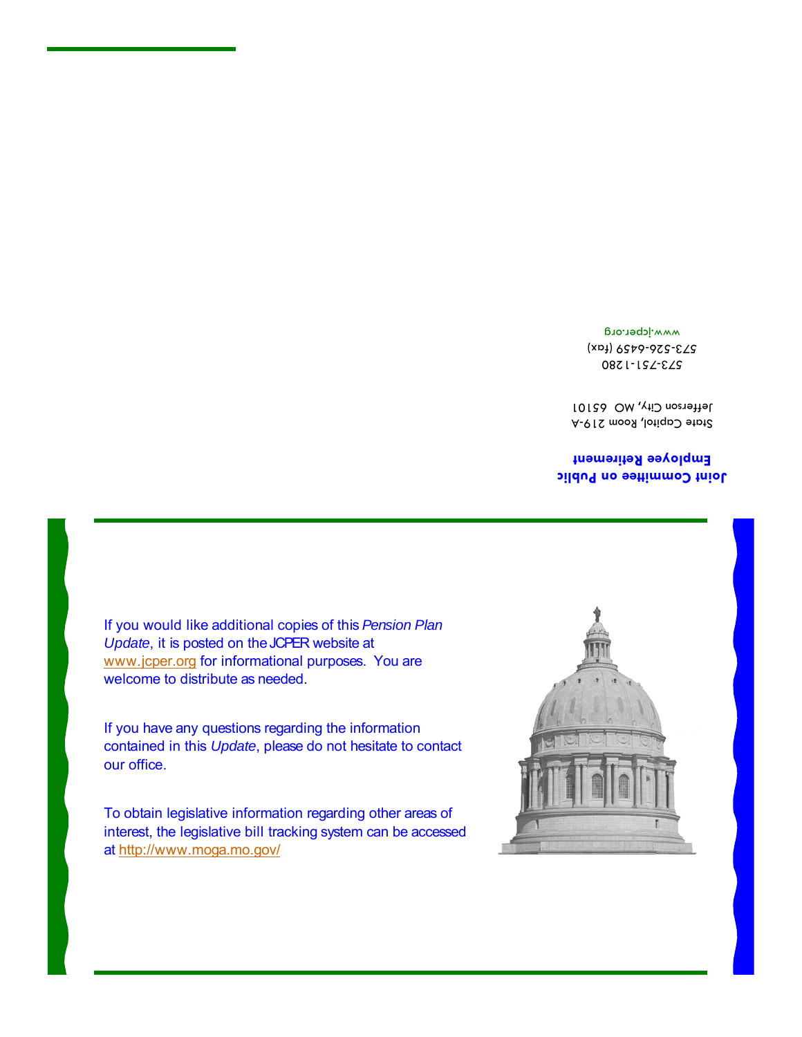**Joint Commitee on Public Employee Retirement**

State Capitol, Room 219-A
Jefferson City, MO 65101

573-751-1280
573-526-6459 (fax)
www.jcper.org

If you would like additional copies of this *Pension Plan Update*, it is posted on the JCPER website at www.jcper.org for informational purposes. You are welcome to distribute as needed.

If you have any questions regarding the information contained in this *Update*, please do not hesitate to contact our office.

To obtain legislative information regarding other areas of interest, the legislative bill tracking system can be accessed at http://www.moga.mo.gov/